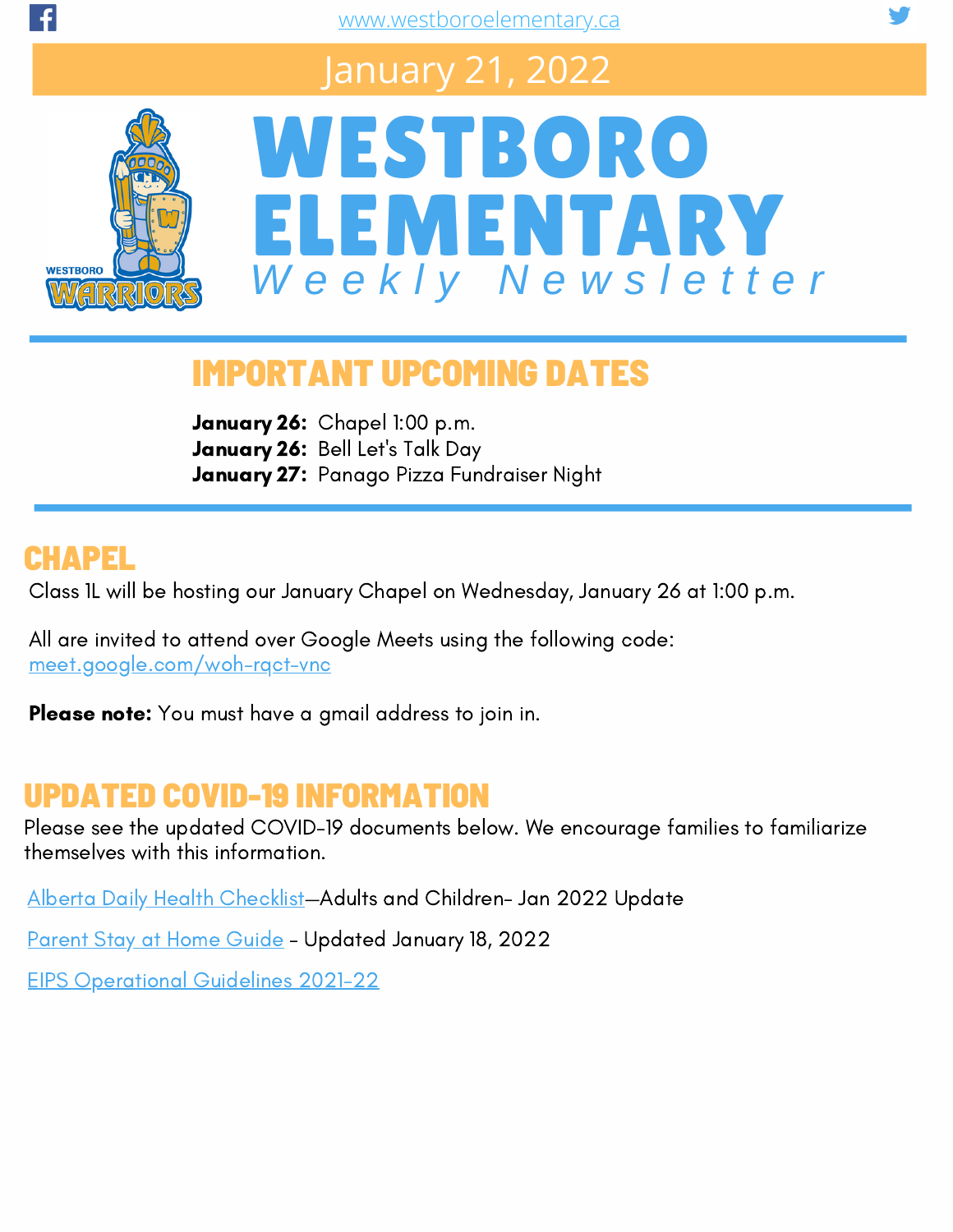www.westboroelementary.ca

January 21, 2022

# WESTBORO ELEMENTARY

*Weekly Newsletter*

## IMPORTANT UPCOMING DATES

**January 26:** Chapel 1:00 p.m.
**January 26:** Bell Let's Talk Day
**January 27:** Panago Pizza Fundraiser Night

## CHAPEL

Class 1L will be hosting our January Chapel on Wednesday, January 26 at 1:00 p.m.

All are invited to attend over Google Meets using the following code:
meet.google.com/woh-rqct-vnc

**Please note:** You must have a gmail address to join in.

## UPDATED COVID-19 INFORMATION

Please see the updated COVID-19 documents below. We encourage families to familiarize themselves with this information.

Alberta Daily Health Checklist—Adults and Children- Jan 2022 Update

Parent Stay at Home Guide - Updated January 18, 2022

EIPS Operational Guidelines 2021-22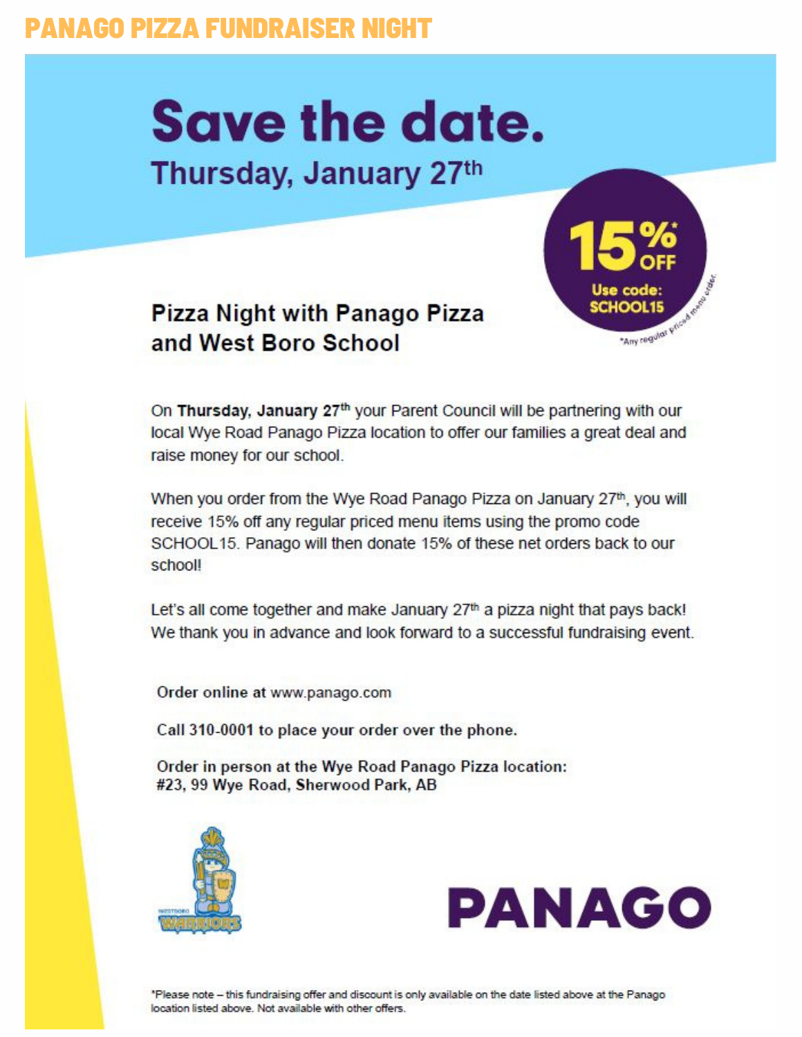# PANAGO PIZZA FUNDRAISER NIGHT

# Save the date.

## Thursday, January 27th

**15%\* OFF**
**Use code: SCHOOL15**
\*Any regular priced menu order.

### Pizza Night with Panago Pizza and West Boro School

On **Thursday, January 27th** your Parent Council will be partnering with our local Wye Road Panago Pizza location to offer our families a great deal and raise money for our school.

When you order from the Wye Road Panago Pizza on January 27th, you will receive 15% off any regular priced menu items using the promo code SCHOOL15. Panago will then donate 15% of these net orders back to our school!

Let's all come together and make January 27th a pizza night that pays back! We thank you in advance and look forward to a successful fundraising event.

**Order online at** www.panago.com

**Call 310-0001 to place your order over the phone.**

**Order in person at the Wye Road Panago Pizza location:**
**#23, 99 Wye Road, Sherwood Park, AB**

WESTBORO WARRIORS

PANAGO

\*Please note – this fundraising offer and discount is only available on the date listed above at the Panago location listed above. Not available with other offers.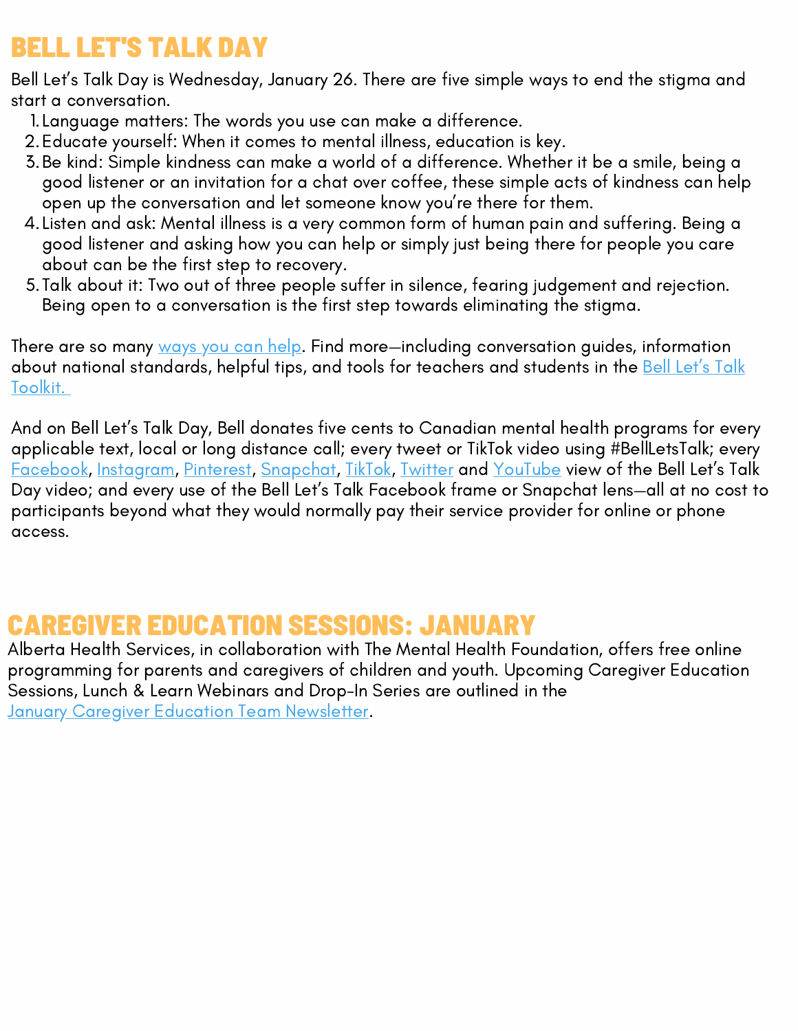## BELL LET'S TALK DAY

Bell Let's Talk Day is Wednesday, January 26. There are five simple ways to end the stigma and start a conversation.

1. Language matters: The words you use can make a difference.
2. Educate yourself: When it comes to mental illness, education is key.
3. Be kind: Simple kindness can make a world of a difference. Whether it be a smile, being a good listener or an invitation for a chat over coffee, these simple acts of kindness can help open up the conversation and let someone know you're there for them.
4. Listen and ask: Mental illness is a very common form of human pain and suffering. Being a good listener and asking how you can help or simply just being there for people you care about can be the first step to recovery.
5. Talk about it: Two out of three people suffer in silence, fearing judgement and rejection. Being open to a conversation is the first step towards eliminating the stigma.

There are so many ways you can help. Find more—including conversation guides, information about national standards, helpful tips, and tools for teachers and students in the Bell Let's Talk Toolkit.

And on Bell Let's Talk Day, Bell donates five cents to Canadian mental health programs for every applicable text, local or long distance call; every tweet or TikTok video using #BellLetsTalk; every Facebook, Instagram, Pinterest, Snapchat, TikTok, Twitter and YouTube view of the Bell Let's Talk Day video; and every use of the Bell Let's Talk Facebook frame or Snapchat lens—all at no cost to participants beyond what they would normally pay their service provider for online or phone access.

## CAREGIVER EDUCATION SESSIONS: JANUARY

Alberta Health Services, in collaboration with The Mental Health Foundation, offers free online programming for parents and caregivers of children and youth. Upcoming Caregiver Education Sessions, Lunch & Learn Webinars and Drop-In Series are outlined in the January Caregiver Education Team Newsletter.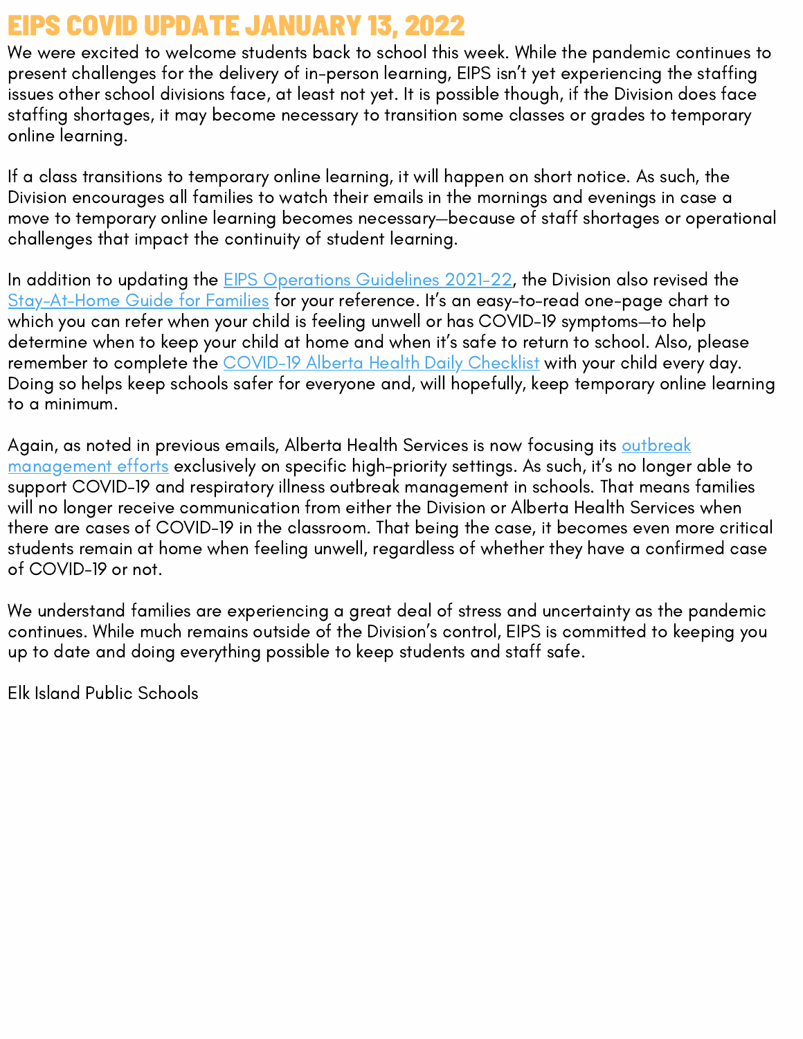# EIPS COVID UPDATE JANUARY 13, 2022

We were excited to welcome students back to school this week. While the pandemic continues to present challenges for the delivery of in-person learning, EIPS isn't yet experiencing the staffing issues other school divisions face, at least not yet. It is possible though, if the Division does face staffing shortages, it may become necessary to transition some classes or grades to temporary online learning.

If a class transitions to temporary online learning, it will happen on short notice. As such, the Division encourages all families to watch their emails in the mornings and evenings in case a move to temporary online learning becomes necessary—because of staff shortages or operational challenges that impact the continuity of student learning.

In addition to updating the EIPS Operations Guidelines 2021-22, the Division also revised the Stay-At-Home Guide for Families for your reference. It's an easy-to-read one-page chart to which you can refer when your child is feeling unwell or has COVID-19 symptoms—to help determine when to keep your child at home and when it's safe to return to school. Also, please remember to complete the COVID-19 Alberta Health Daily Checklist with your child every day. Doing so helps keep schools safer for everyone and, will hopefully, keep temporary online learning to a minimum.

Again, as noted in previous emails, Alberta Health Services is now focusing its outbreak management efforts exclusively on specific high-priority settings. As such, it's no longer able to support COVID-19 and respiratory illness outbreak management in schools. That means families will no longer receive communication from either the Division or Alberta Health Services when there are cases of COVID-19 in the classroom. That being the case, it becomes even more critical students remain at home when feeling unwell, regardless of whether they have a confirmed case of COVID-19 or not.

We understand families are experiencing a great deal of stress and uncertainty as the pandemic continues. While much remains outside of the Division's control, EIPS is committed to keeping you up to date and doing everything possible to keep students and staff safe.

Elk Island Public Schools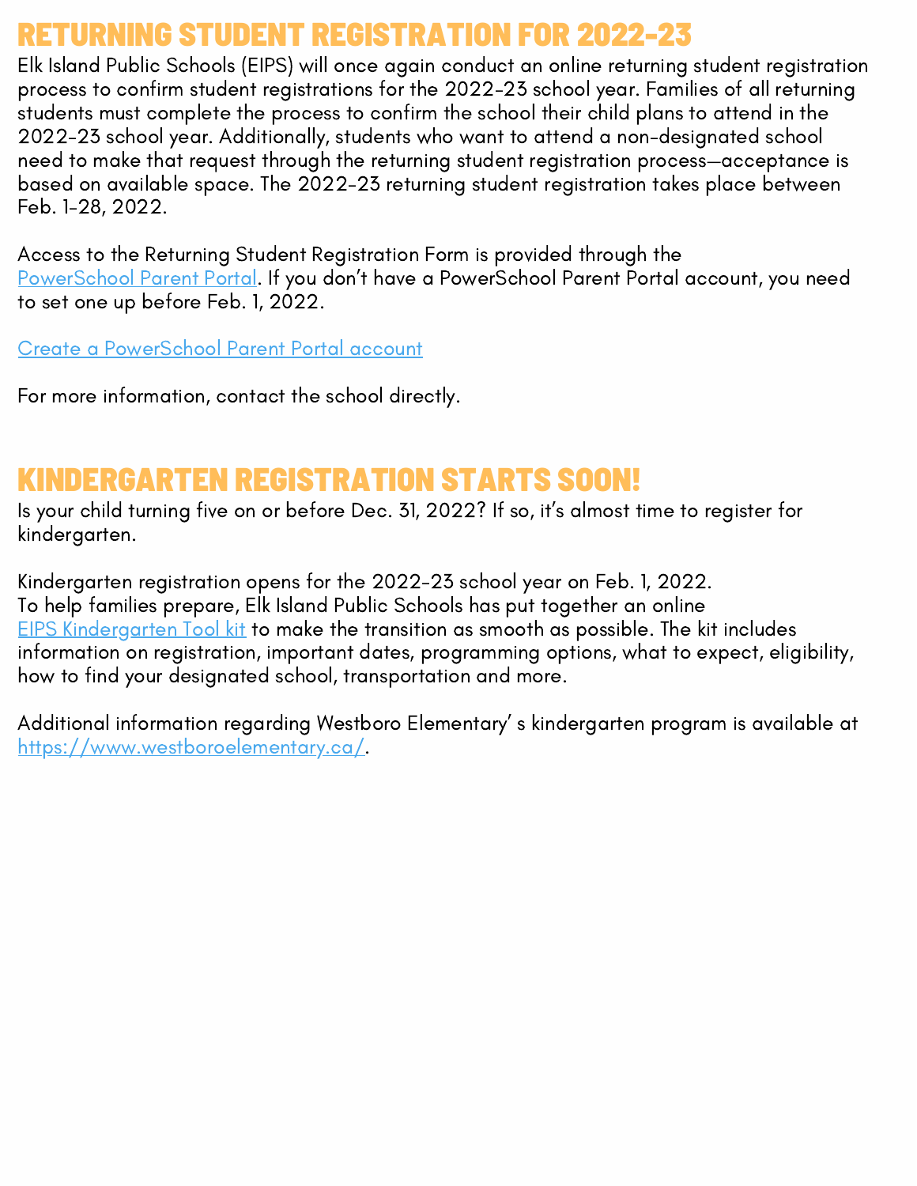## RETURNING STUDENT REGISTRATION FOR 2022-23

Elk Island Public Schools (EIPS) will once again conduct an online returning student registration process to confirm student registrations for the 2022-23 school year. Families of all returning students must complete the process to confirm the school their child plans to attend in the 2022-23 school year. Additionally, students who want to attend a non-designated school need to make that request through the returning student registration process—acceptance is based on available space. The 2022-23 returning student registration takes place between Feb. 1-28, 2022.

Access to the Returning Student Registration Form is provided through the PowerSchool Parent Portal. If you don't have a PowerSchool Parent Portal account, you need to set one up before Feb. 1, 2022.

Create a PowerSchool Parent Portal account

For more information, contact the school directly.

## KINDERGARTEN REGISTRATION STARTS SOON!

Is your child turning five on or before Dec. 31, 2022? If so, it's almost time to register for kindergarten.

Kindergarten registration opens for the 2022-23 school year on Feb. 1, 2022.
To help families prepare, Elk Island Public Schools has put together an online EIPS Kindergarten Tool kit to make the transition as smooth as possible. The kit includes information on registration, important dates, programming options, what to expect, eligibility, how to find your designated school, transportation and more.

Additional information regarding Westboro Elementary' s kindergarten program is available at https://www.westboroelementary.ca/.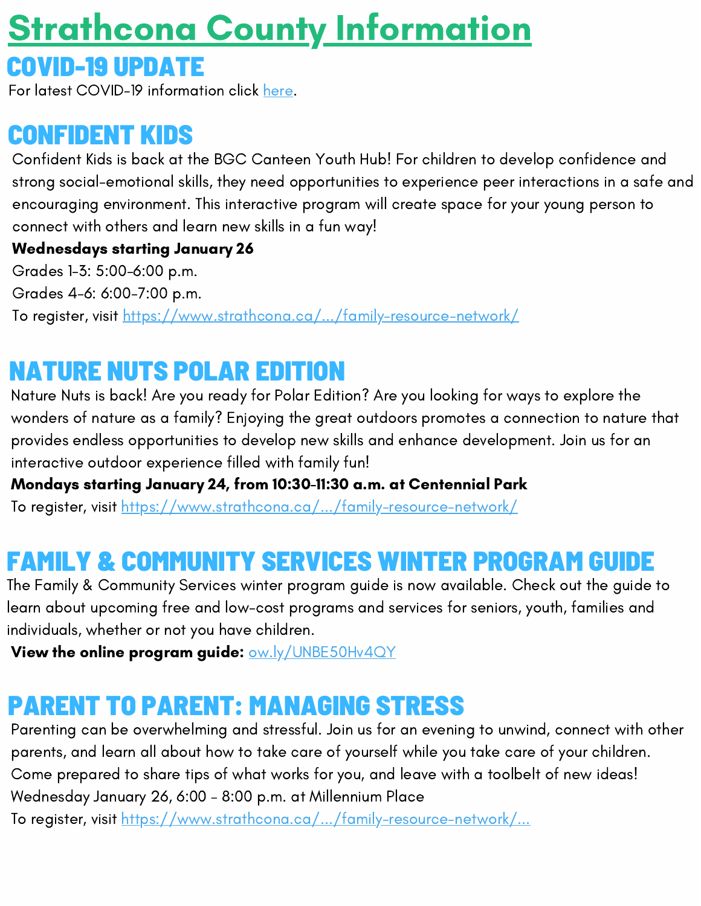# Strathcona County Information

## COVID-19 UPDATE

For latest COVID-19 information click here.

## CONFIDENT KIDS

Confident Kids is back at the BGC Canteen Youth Hub! For children to develop confidence and strong social-emotional skills, they need opportunities to experience peer interactions in a safe and encouraging environment. This interactive program will create space for your young person to connect with others and learn new skills in a fun way!

**Wednesdays starting January 26**

Grades 1-3: 5:00-6:00 p.m.

Grades 4-6: 6:00-7:00 p.m.

To register, visit https://www.strathcona.ca/.../family-resource-network/

## NATURE NUTS POLAR EDITION

Nature Nuts is back! Are you ready for Polar Edition? Are you looking for ways to explore the wonders of nature as a family? Enjoying the great outdoors promotes a connection to nature that provides endless opportunities to develop new skills and enhance development. Join us for an interactive outdoor experience filled with family fun!

**Mondays starting January 24, from 10:30-11:30 a.m. at Centennial Park**

To register, visit https://www.strathcona.ca/.../family-resource-network/

## FAMILY & COMMUNITY SERVICES WINTER PROGRAM GUIDE

The Family & Community Services winter program guide is now available. Check out the guide to learn about upcoming free and low-cost programs and services for seniors, youth, families and individuals, whether or not you have children.

**View the online program guide:** ow.ly/UNBE50Hv4QY

## PARENT TO PARENT: MANAGING STRESS

Parenting can be overwhelming and stressful. Join us for an evening to unwind, connect with other parents, and learn all about how to take care of yourself while you take care of your children. Come prepared to share tips of what works for you, and leave with a toolbelt of new ideas!

Wednesday January 26, 6:00 - 8:00 p.m. at Millennium Place

To register, visit https://www.strathcona.ca/.../family-resource-network/...